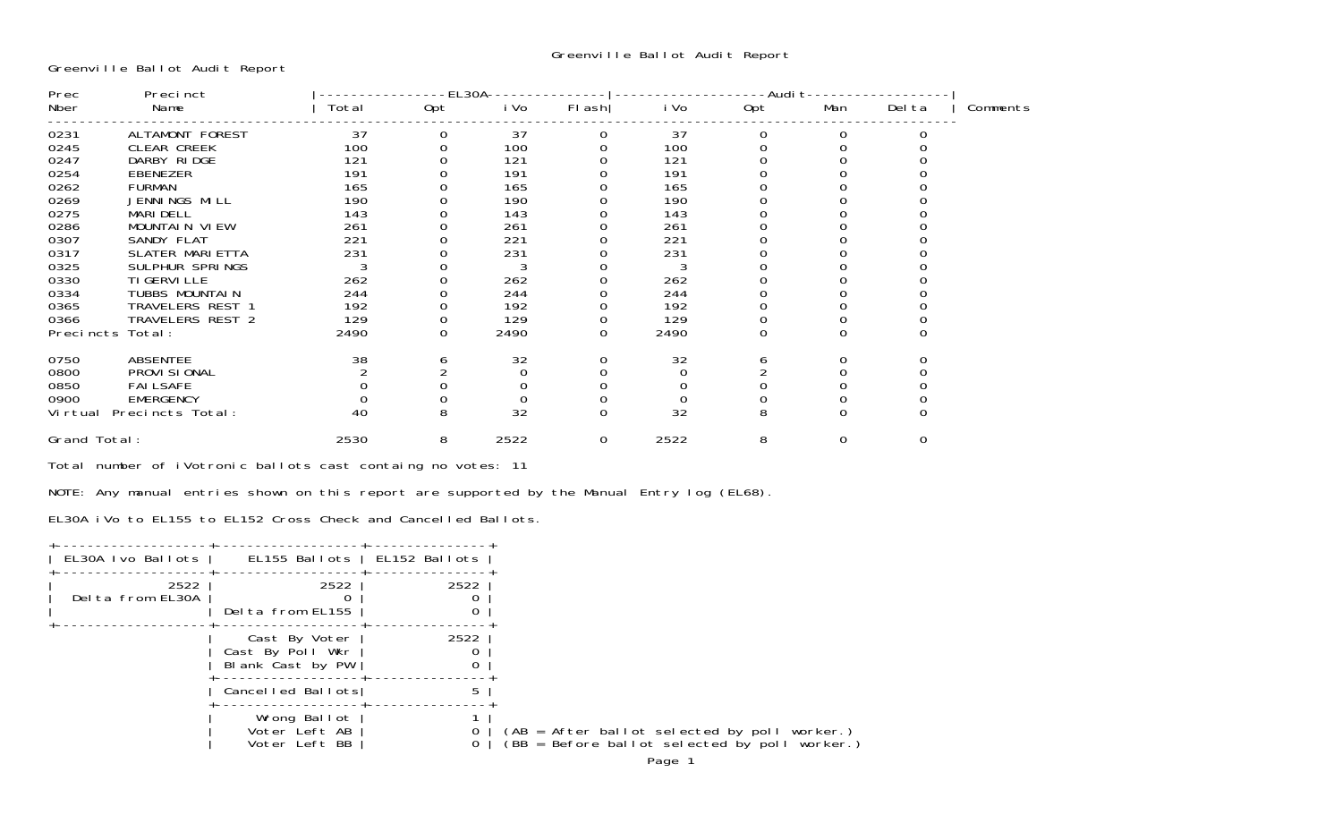# Greenville Ballot Audit Report

Greenville Ballot Audit Report

| Prec Nber | Precinct Name | EL30A Total | EL30A Opt | EL30A iVo | EL30A Flash | Audit iVo | Audit Opt | Audit Man | Audit Delta | Comments |
|---|---|---|---|---|---|---|---|---|---|---|
| 0231 | ALTAMONT FOREST | 37 | 0 | 37 | 0 | 37 | 0 | 0 | 0 | |
| 0245 | CLEAR CREEK | 100 | 0 | 100 | 0 | 100 | 0 | 0 | 0 | |
| 0247 | DARBY RIDGE | 121 | 0 | 121 | 0 | 121 | 0 | 0 | 0 | |
| 0254 | EBENEZER | 191 | 0 | 191 | 0 | 191 | 0 | 0 | 0 | |
| 0262 | FURMAN | 165 | 0 | 165 | 0 | 165 | 0 | 0 | 0 | |
| 0269 | JENNINGS MILL | 190 | 0 | 190 | 0 | 190 | 0 | 0 | 0 | |
| 0275 | MARIDELL | 143 | 0 | 143 | 0 | 143 | 0 | 0 | 0 | |
| 0286 | MOUNTAIN VIEW | 261 | 0 | 261 | 0 | 261 | 0 | 0 | 0 | |
| 0307 | SANDY FLAT | 221 | 0 | 221 | 0 | 221 | 0 | 0 | 0 | |
| 0317 | SLATER MARIETTA | 231 | 0 | 231 | 0 | 231 | 0 | 0 | 0 | |
| 0325 | SULPHUR SPRINGS | 3 | 0 | 3 | 0 | 3 | 0 | 0 | 0 | |
| 0330 | TIGERVILLE | 262 | 0 | 262 | 0 | 262 | 0 | 0 | 0 | |
| 0334 | TUBBS MOUNTAIN | 244 | 0 | 244 | 0 | 244 | 0 | 0 | 0 | |
| 0365 | TRAVELERS REST 1 | 192 | 0 | 192 | 0 | 192 | 0 | 0 | 0 | |
| 0366 | TRAVELERS REST 2 | 129 | 0 | 129 | 0 | 129 | 0 | 0 | 0 | |
| Precincts Total: | | 2490 | 0 | 2490 | 0 | 2490 | 0 | 0 | 0 | |
| 0750 | ABSENTEE | 38 | 6 | 32 | 0 | 32 | 6 | 0 | 0 | |
| 0800 | PROVISIONAL | 2 | 2 | 0 | 0 | 0 | 2 | 0 | 0 | |
| 0850 | FAILSAFE | 0 | 0 | 0 | 0 | 0 | 0 | 0 | 0 | |
| 0900 | EMERGENCY | 0 | 0 | 0 | 0 | 0 | 0 | 0 | 0 | |
| Virtual Precincts Total: | | 40 | 8 | 32 | 0 | 32 | 8 | 0 | 0 | |
| Grand Total: | | 2530 | 8 | 2522 | 0 | 2522 | 8 | 0 | 0 | |

Total number of iVotronic ballots cast containg no votes: 11

NOTE: Any manual entries shown on this report are supported by the Manual Entry log (EL68).

EL30A iVo to EL155 to EL152 Cross Check and Cancelled Ballots.

| EL30A Ivo Ballots | EL155 Ballots | EL152 Ballots |
|---|---|---|
| 2522 | 2522 | 2522 |
| Delta from EL30A | 0 | 0 |
| | Delta from EL155 | 0 |
| | Cast By Voter | 2522 |
| | Cast By Poll Wkr | 0 |
| | Blank Cast by PW | 0 |
| | Cancelled Ballots | 5 |
| | Wrong Ballot | 1 |
| | Voter Left AB | 0 (AB = After ballot selected by poll worker.) |
| | Voter Left BB | 0 (BB = Before ballot selected by poll worker.) |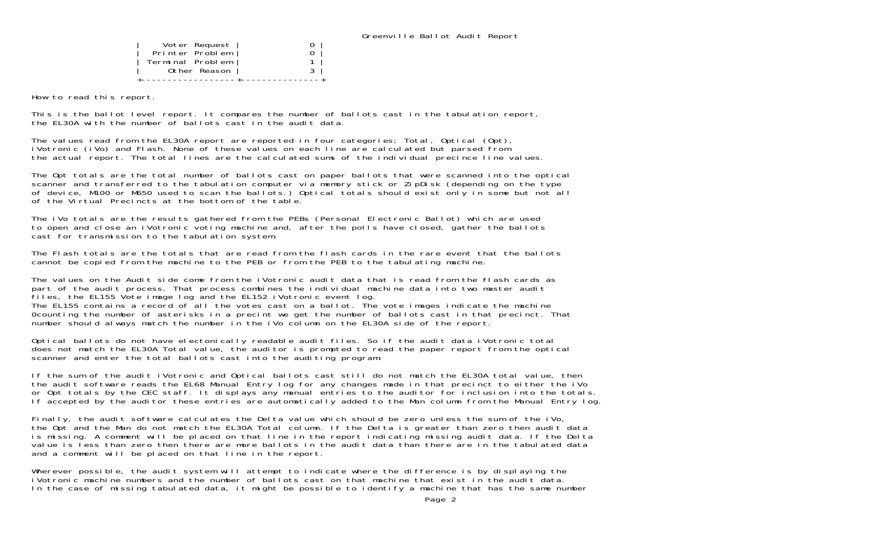Greenville Ballot Audit Report

| Voter Request | 0 |
|---|---|
| Printer Problem | 0 |
| Terminal Problem | 1 |
| Other Reason | 3 |

How to read this report.

This is the ballot level report. It compares the number of ballots cast in the tabulation report, the EL30A with the number of ballots cast in the audit data.

The values read from the EL30A report are reported in four categories; Total, Optical (Opt), iVotronic (iVo) and Flash. None of these values on each line are calculated but parsed from the actual report. The total lines are the calculated sums of the individual precince line values.

The Opt totals are the total number of ballots cast on paper ballots that were scanned into the optical scanner and transferred to the tabulation computer via memory stick or ZipDisk (depending on the type of device, M100 or M650 used to scan the ballots.) Optical totals should exist only in some but not all of the Virtual Precincts at the bottom of the table.

The iVo totals are the results gathered from the PEBs (Personal Electronic Ballot) which are used to open and close an iVotronic voting machine and, after the polls have closed, gather the ballots cast for transmission to the tabulation system.

The Flash totals are the totals that are read from the flash cards in the rare event that the ballots cannot be copied from the machine to the PEB or from the PEB to the tabulating machine.

The values on the Audit side come from the iVotronic audit data that is read from the flash cards as part of the audit process. That process combines the individual machine data into two master audit files, the EL155 Vote image log and the EL152 iVotronic event log.
The EL155 contains a record of all the votes cast on a ballot. The vote images indicate the machine 0counting the number of asterisks in a precint we get the number of ballots cast in that precinct. That number should always match the number in the iVo column on the EL30A side of the report.

Optical ballots do not have electonically readable audit files. So if the audit data iVotronic total does not match the EL30A Total value, the auditor is prompted to read the paper report from the optical scanner and enter the total ballots cast into the auditing program.

If the sum of the audit iVotronic and Optical ballots cast still do not match the EL30A total value, then the audit software reads the EL68 Manual Entry log for any changes made in that precinct to either the iVo or Opt totals by the CEC staff. It displays any manual entries to the auditor for inclusion into the totals. If accepted by the auditor these entries are automatically added to the Man column from the Manual Entry log.

Finally, the audit software calculates the Delta value which should be zero unless the sum of the iVo, the Opt and the Man do not match the EL30A Total column. If the Delta is greater than zero then audit data is missing. A comment will be placed on that line in the report indicating missing audit data. If the Delta value is less than zero then there are more ballots in the audit data than there are in the tabulated data and a comment will be placed on that line in the report.

Wherever possible, the audit system will attempt to indicate where the difference is by displaying the iVotronic machine numbers and the number of ballots cast on that machine that exist in the audit data. In the case of missing tabulated data, it might be possible to identify a machine that has the same number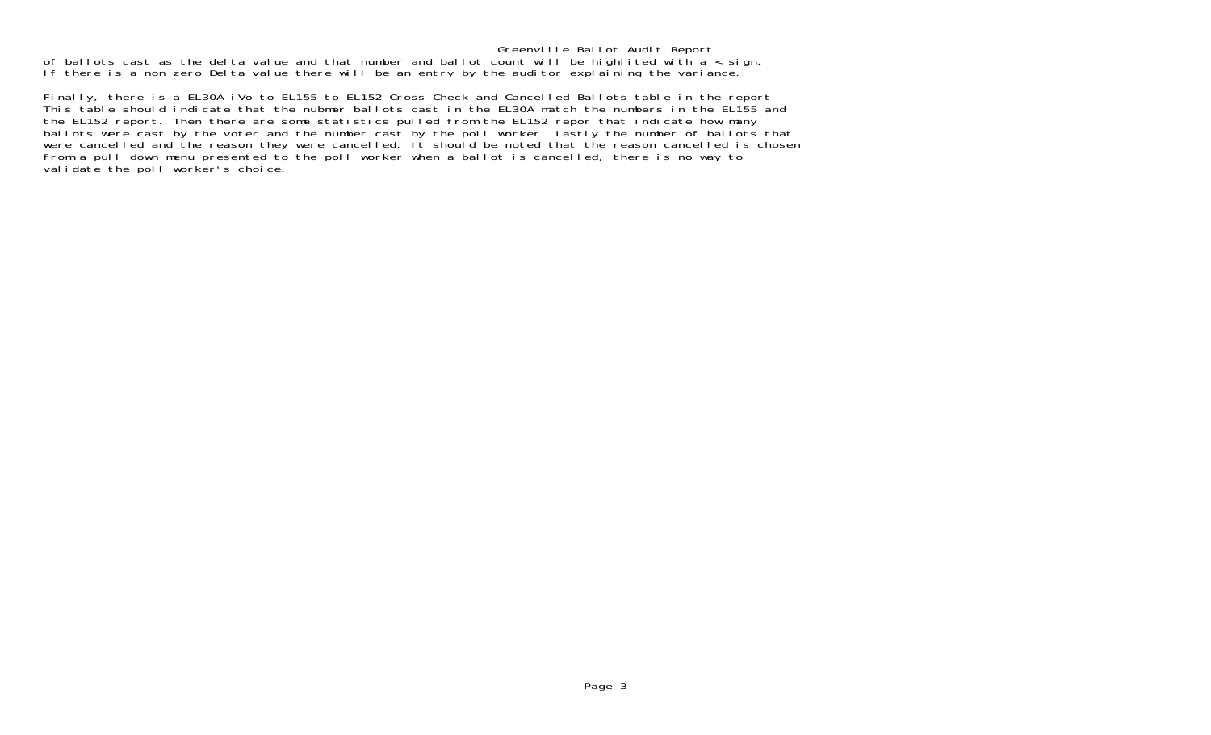of ballots cast as the delta value and that number and ballot count will be highlited with a < sign.
If there is a non zero Delta value there will be an entry by the auditor explaining the variance.

Finally, there is a EL30A iVo to EL155 to EL152 Cross Check and Cancelled Ballots table in the report
This table should indicate that the nubmer ballots cast in the EL30A match the numbers in the EL155 and
the EL152 report. Then there are some statistics pulled from the EL152 repor that indicate how many
ballots were cast by the voter and the number cast by the poll worker. Lastly the number of ballots that
were cancelled and the reason they were cancelled. It should be noted that the reason cancelled is chosen
from a pull down menu presented to the poll worker when a ballot is cancelled, there is no way to
validate the poll worker's choice.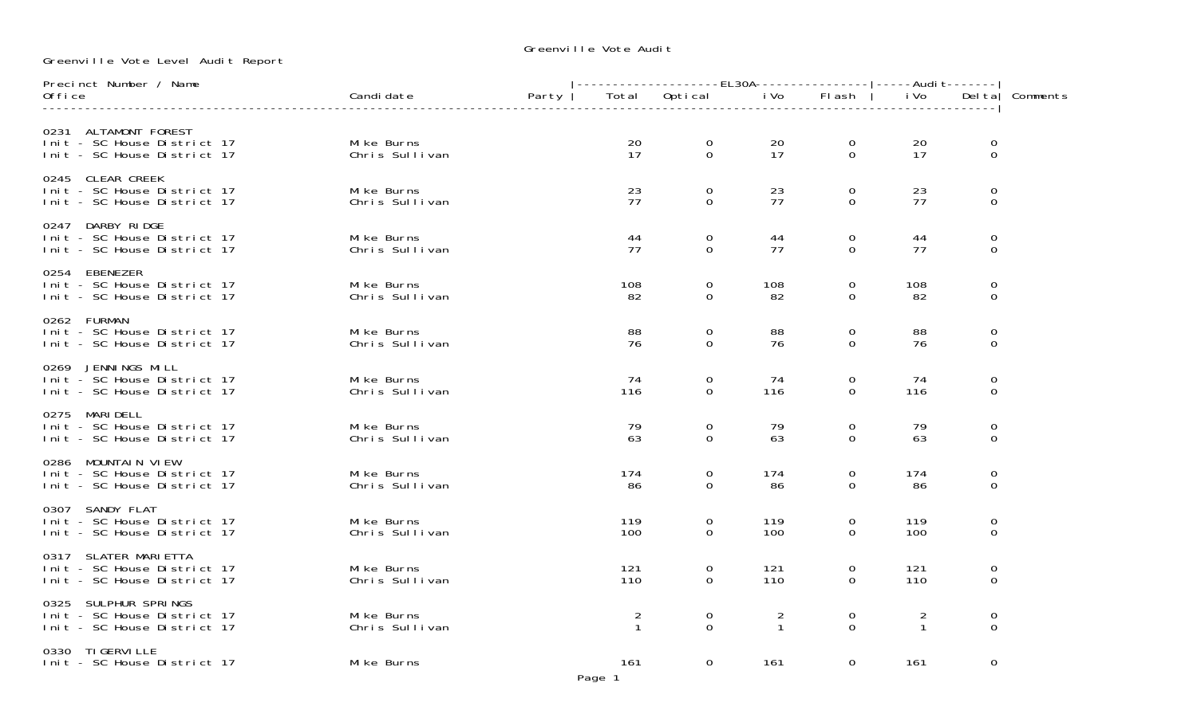Greenville Vote Audit

Greenville Vote Level Audit Report

| Precinct Number / Name<br>Office | Candidate | Party | EL30A Total | EL30A Optical | EL30A iVo | EL30A Flash | Audit iVo | Audit Delta | Comments |
|---|---|---|---|---|---|---|---|---|---|
| **0231 ALTAMONT FOREST** | | | | | | | | | |
| Init - SC House District 17 | Mike Burns | | 20 | 0 | 20 | 0 | 20 | 0 | |
| Init - SC House District 17 | Chris Sullivan | | 17 | 0 | 17 | 0 | 17 | 0 | |
| **0245 CLEAR CREEK** | | | | | | | | | |
| Init - SC House District 17 | Mike Burns | | 23 | 0 | 23 | 0 | 23 | 0 | |
| Init - SC House District 17 | Chris Sullivan | | 77 | 0 | 77 | 0 | 77 | 0 | |
| **0247 DARBY RIDGE** | | | | | | | | | |
| Init - SC House District 17 | Mike Burns | | 44 | 0 | 44 | 0 | 44 | 0 | |
| Init - SC House District 17 | Chris Sullivan | | 77 | 0 | 77 | 0 | 77 | 0 | |
| **0254 EBENEZER** | | | | | | | | | |
| Init - SC House District 17 | Mike Burns | | 108 | 0 | 108 | 0 | 108 | 0 | |
| Init - SC House District 17 | Chris Sullivan | | 82 | 0 | 82 | 0 | 82 | 0 | |
| **0262 FURMAN** | | | | | | | | | |
| Init - SC House District 17 | Mike Burns | | 88 | 0 | 88 | 0 | 88 | 0 | |
| Init - SC House District 17 | Chris Sullivan | | 76 | 0 | 76 | 0 | 76 | 0 | |
| **0269 JENNINGS MILL** | | | | | | | | | |
| Init - SC House District 17 | Mike Burns | | 74 | 0 | 74 | 0 | 74 | 0 | |
| Init - SC House District 17 | Chris Sullivan | | 116 | 0 | 116 | 0 | 116 | 0 | |
| **0275 MARIDELL** | | | | | | | | | |
| Init - SC House District 17 | Mike Burns | | 79 | 0 | 79 | 0 | 79 | 0 | |
| Init - SC House District 17 | Chris Sullivan | | 63 | 0 | 63 | 0 | 63 | 0 | |
| **0286 MOUNTAIN VIEW** | | | | | | | | | |
| Init - SC House District 17 | Mike Burns | | 174 | 0 | 174 | 0 | 174 | 0 | |
| Init - SC House District 17 | Chris Sullivan | | 86 | 0 | 86 | 0 | 86 | 0 | |
| **0307 SANDY FLAT** | | | | | | | | | |
| Init - SC House District 17 | Mike Burns | | 119 | 0 | 119 | 0 | 119 | 0 | |
| Init - SC House District 17 | Chris Sullivan | | 100 | 0 | 100 | 0 | 100 | 0 | |
| **0317 SLATER MARIETTA** | | | | | | | | | |
| Init - SC House District 17 | Mike Burns | | 121 | 0 | 121 | 0 | 121 | 0 | |
| Init - SC House District 17 | Chris Sullivan | | 110 | 0 | 110 | 0 | 110 | 0 | |
| **0325 SULPHUR SPRINGS** | | | | | | | | | |
| Init - SC House District 17 | Mike Burns | | 2 | 0 | 2 | 0 | 2 | 0 | |
| Init - SC House District 17 | Chris Sullivan | | 1 | 0 | 1 | 0 | 1 | 0 | |
| **0330 TIGERVILLE** | | | | | | | | | |
| Init - SC House District 17 | Mike Burns | | 161 | 0 | 161 | 0 | 161 | 0 | |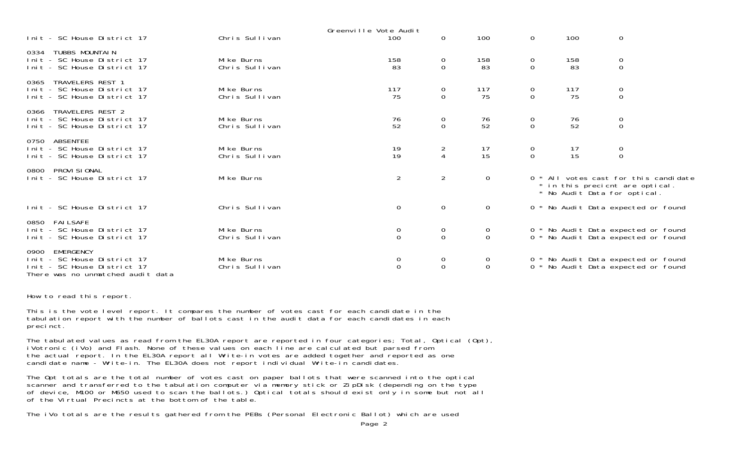Greenville Vote Audit

| | | | | | | | |
|---|---|---|---|---|---|---|---|
| Init - SC House District 17 | Chris Sullivan | 100 | 0 | 100 | 0 | 100 | 0 |
| **0334 TUBBS MOUNTAIN** | | | | | | | |
| Init - SC House District 17 | Mike Burns | 158 | 0 | 158 | 0 | 158 | 0 |
| Init - SC House District 17 | Chris Sullivan | 83 | 0 | 83 | 0 | 83 | 0 |
| **0365 TRAVELERS REST 1** | | | | | | | |
| Init - SC House District 17 | Mike Burns | 117 | 0 | 117 | 0 | 117 | 0 |
| Init - SC House District 17 | Chris Sullivan | 75 | 0 | 75 | 0 | 75 | 0 |
| **0366 TRAVELERS REST 2** | | | | | | | |
| Init - SC House District 17 | Mike Burns | 76 | 0 | 76 | 0 | 76 | 0 |
| Init - SC House District 17 | Chris Sullivan | 52 | 0 | 52 | 0 | 52 | 0 |
| **0750 ABSENTEE** | | | | | | | |
| Init - SC House District 17 | Mike Burns | 19 | 2 | 17 | 0 | 17 | 0 |
| Init - SC House District 17 | Chris Sullivan | 19 | 4 | 15 | 0 | 15 | 0 |
| **0800 PROVISIONAL** | | | | | | | |
| Init - SC House District 17 | Mike Burns | 2 | 2 | 0 | 0 | * All votes cast for this candidate * in this precicnt are optical. * No Audit Data for optical. | |
| Init - SC House District 17 | Chris Sullivan | 0 | 0 | 0 | 0 | * No Audit Data expected or found | |
| **0850 FAILSAFE** | | | | | | | |
| Init - SC House District 17 | Mike Burns | 0 | 0 | 0 | 0 | * No Audit Data expected or found | |
| Init - SC House District 17 | Chris Sullivan | 0 | 0 | 0 | 0 | * No Audit Data expected or found | |
| **0900 EMERGENCY** | | | | | | | |
| Init - SC House District 17 | Mike Burns | 0 | 0 | 0 | 0 | * No Audit Data expected or found | |
| Init - SC House District 17 | Chris Sullivan | 0 | 0 | 0 | 0 | * No Audit Data expected or found | |

There was no unmatched audit data

How to read this report.

This is the vote level report. It compares the number of votes cast for each candidate in the tabulation report with the number of ballots cast in the audit data for each candidates in each precinct.

The tabulated values as read from the EL30A report are reported in four categories; Total, Optical (Opt), iVotronic (iVo) and Flash. None of these values on each line are calculated but parsed from the actual report. In the EL30A report all Write-in votes are added together and reported as one candidate name - Write-in. The EL30A does not report individual Write-in candidates.

The Opt totals are the total number of votes cast on paper ballots that were scanned into the optical scanner and transferred to the tabulation computer via memory stick or ZipDisk (depending on the type of device, M100 or M650 used to scan the ballots.) Optical totals should exist only in some but not all of the Virtual Precincts at the bottom of the table.

The iVo totals are the results gathered from the PEBs (Personal Electronic Ballot) which are used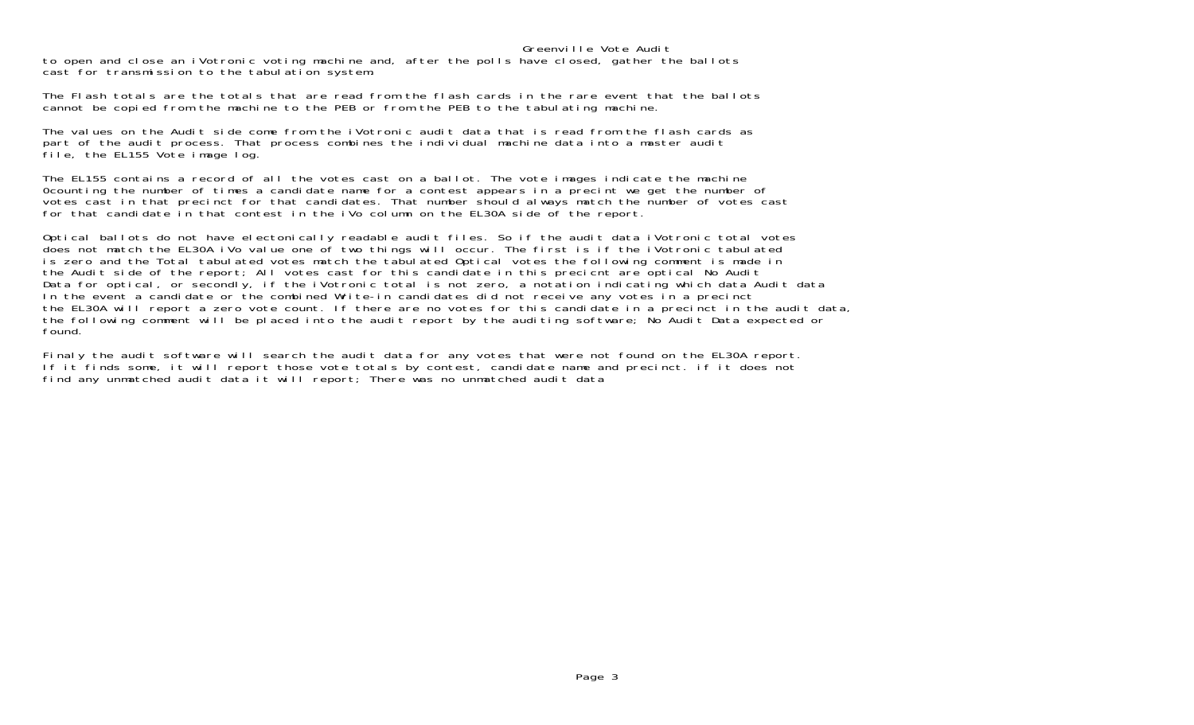to open and close an iVotronic voting machine and, after the polls have closed, gather the ballots cast for transmission to the tabulation system.

The Flash totals are the totals that are read from the flash cards in the rare event that the ballots cannot be copied from the machine to the PEB or from the PEB to the tabulating machine.

The values on the Audit side come from the iVotronic audit data that is read from the flash cards as part of the audit process. That process combines the individual machine data into a master audit file, the EL155 Vote image log.

The EL155 contains a record of all the votes cast on a ballot. The vote images indicate the machine 0counting the number of times a candidate name for a contest appears in a precint we get the number of votes cast in that precinct for that candidates. That number should always match the number of votes cast for that candidate in that contest in the iVo column on the EL30A side of the report.

Optical ballots do not have electonically readable audit files. So if the audit data iVotronic total votes does not match the EL30A iVo value one of two things will occur. The first is if the iVotronic tabulated is zero and the Total tabulated votes match the tabulated Optical votes the following comment is made in the Audit side of the report; All votes cast for this candidate in this precicnt are optical No Audit Data for optical, or secondly, if the iVotronic total is not zero, a notation indicating which data Audit data In the event a candidate or the combined Write-in candidates did not receive any votes in a precinct the EL30A will report a zero vote count. If there are no votes for this candidate in a precinct in the audit data, the following comment will be placed into the audit report by the auditing software; No Audit Data expected or found.

Finaly the audit software will search the audit data for any votes that were not found on the EL30A report. If it finds some, it will report those vote totals by contest, candidate name and precinct. if it does not find any unmatched audit data it will report; There was no unmatched audit data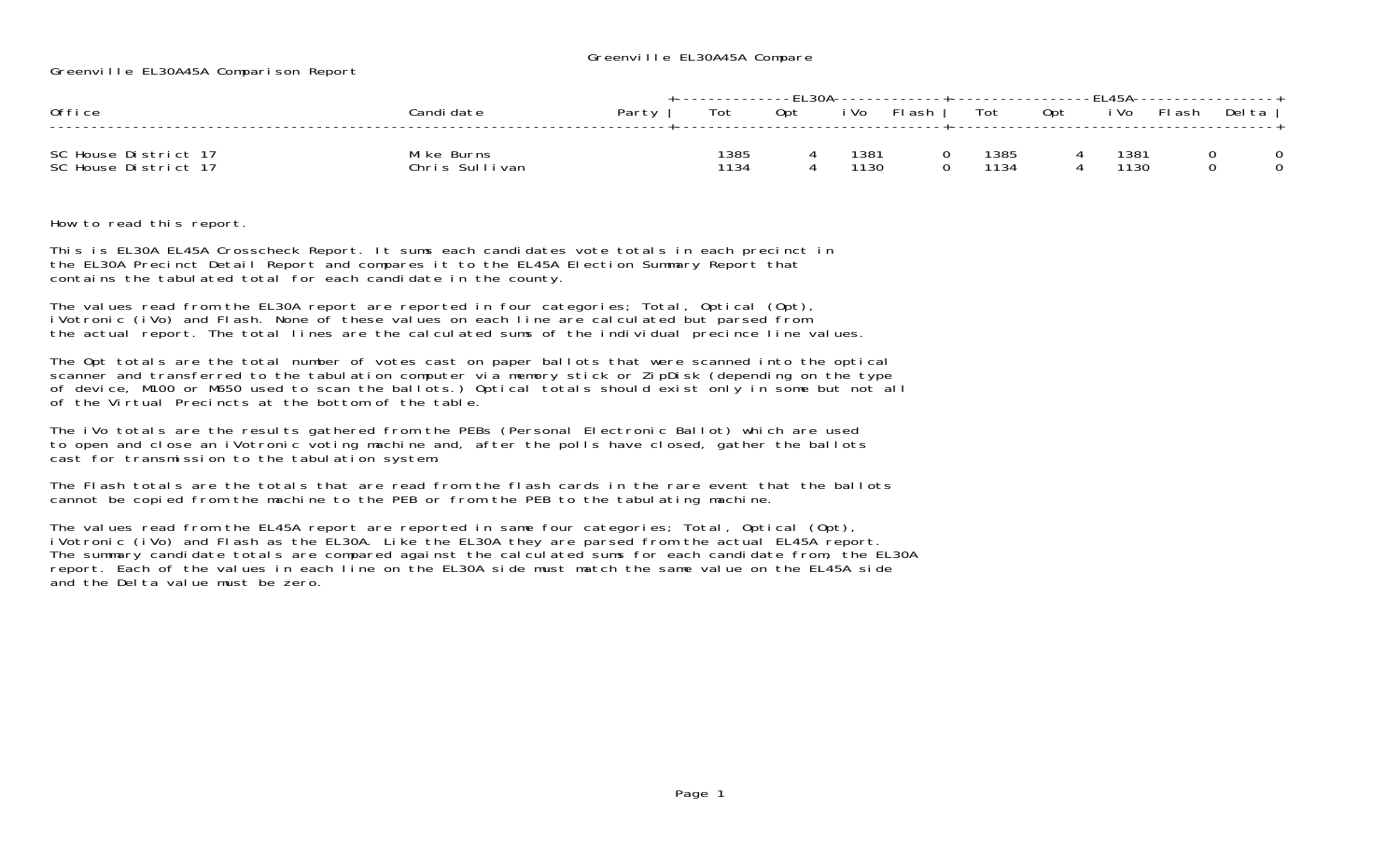Greenville EL30A45A Compare

Greenville EL30A45A Comparison Report

| Office | Candidate | Party | EL30A Tot | EL30A Opt | EL30A iVo | EL30A Flash | EL45A Tot | EL45A Opt | EL45A iVo | EL45A Flash | Delta |
|---|---|---|---|---|---|---|---|---|---|---|---|
| SC House District 17 | Mike Burns | | 1385 | 4 | 1381 | 0 | 1385 | 4 | 1381 | 0 | 0 |
| SC House District 17 | Chris Sullivan | | 1134 | 4 | 1130 | 0 | 1134 | 4 | 1130 | 0 | 0 |

How to read this report.

This is EL30A EL45A Crosscheck Report. It sums each candidates vote totals in each precinct in the EL30A Precinct Detail Report and compares it to the EL45A Election Summary Report that contains the tabulated total for each candidate in the county.

The values read from the EL30A report are reported in four categories; Total, Optical (Opt), iVotronic (iVo) and Flash. None of these values on each line are calculated but parsed from the actual report. The total lines are the calculated sums of the individual precince line values.

The Opt totals are the total number of votes cast on paper ballots that were scanned into the optical scanner and transferred to the tabulation computer via memory stick or ZipDisk (depending on the type of device, M100 or M650 used to scan the ballots.) Optical totals should exist only in some but not all of the Virtual Precincts at the bottom of the table.

The iVo totals are the results gathered from the PEBs (Personal Electronic Ballot) which are used to open and close an iVotronic voting machine and, after the polls have closed, gather the ballots cast for transmission to the tabulation system.

The Flash totals are the totals that are read from the flash cards in the rare event that the ballots cannot be copied from the machine to the PEB or from the PEB to the tabulating machine.

The values read from the EL45A report are reported in same four categories; Total, Optical (Opt), iVotronic (iVo) and Flash as the EL30A. Like the EL30A they are parsed from the actual EL45A report. The summary candidate totals are compared against the calculated sums for each candidate from, the EL30A report. Each of the values in each line on the EL30A side must match the same value on the EL45A side and the Delta value must be zero.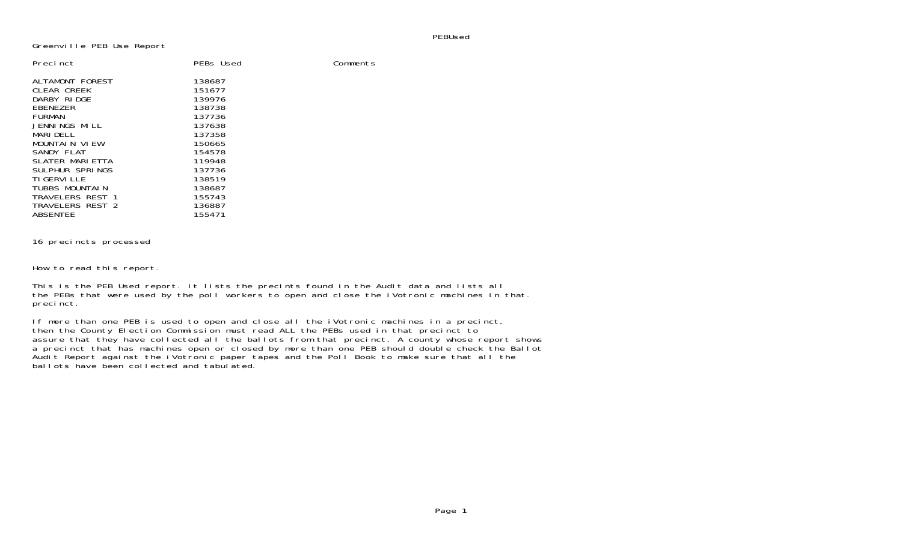Greenville PEB Use Report

| Precinct | PEBs Used | Comments |
|---|---|---|
| ALTAMONT FOREST | 138687 | |
| CLEAR CREEK | 151677 | |
| DARBY RIDGE | 139976 | |
| EBENEZER | 138738 | |
| FURMAN | 137736 | |
| JENNINGS MILL | 137638 | |
| MARIDELL | 137358 | |
| MOUNTAIN VIEW | 150665 | |
| SANDY FLAT | 154578 | |
| SLATER MARIETTA | 119948 | |
| SULPHUR SPRINGS | 137736 | |
| TIGERVILLE | 138519 | |
| TUBBS MOUNTAIN | 138687 | |
| TRAVELERS REST 1 | 155743 | |
| TRAVELERS REST 2 | 136887 | |
| ABSENTEE | 155471 | |

16 precincts processed

How to read this report.

This is the PEB Used report. It lists the precints found in the Audit data and lists all the PEBs that were used by the poll workers to open and close the iVotronic machines in that. precinct.

If more than one PEB is used to open and close all the iVotronic machines in a precinct, then the County Election Commission must read ALL the PEBs used in that precinct to assure that they have collected all the ballots from that precinct. A county whose report shows a precinct that has machines open or closed by more than one PEB should double check the Ballot Audit Report against the iVotronic paper tapes and the Poll Book to make sure that all the ballots have been collected and tabulated.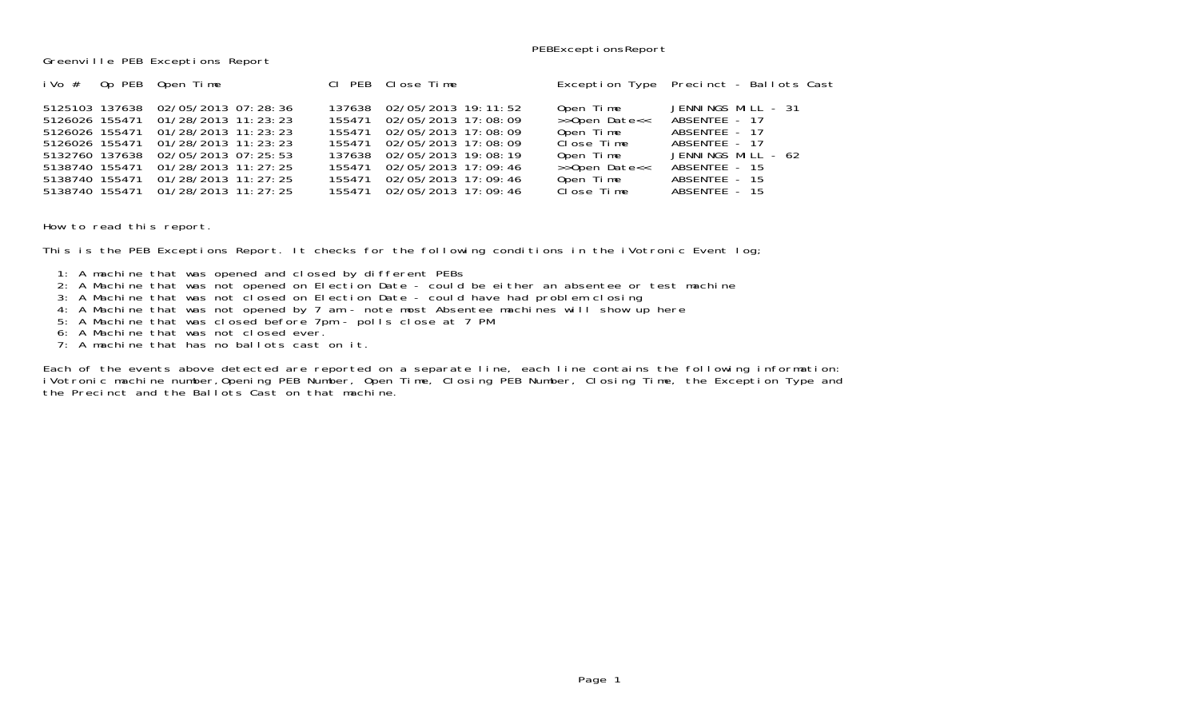PEBExceptionsReport

Greenville PEB Exceptions Report

| iVo # | Op PEB | Open Time | Cl PEB | Close Time | Exception Type | Precinct - Ballots Cast |
|---|---|---|---|---|---|---|
| 5125103 | 137638 | 02/05/2013 07:28:36 | 137638 | 02/05/2013 19:11:52 | Open Time | JENNINGS MILL - 31 |
| 5126026 | 155471 | 01/28/2013 11:23:23 | 155471 | 02/05/2013 17:08:09 | >>Open Date<< | ABSENTEE - 17 |
| 5126026 | 155471 | 01/28/2013 11:23:23 | 155471 | 02/05/2013 17:08:09 | Open Time | ABSENTEE - 17 |
| 5126026 | 155471 | 01/28/2013 11:23:23 | 155471 | 02/05/2013 17:08:09 | Close Time | ABSENTEE - 17 |
| 5132760 | 137638 | 02/05/2013 07:25:53 | 137638 | 02/05/2013 19:08:19 | Open Time | JENNINGS MILL - 62 |
| 5138740 | 155471 | 01/28/2013 11:27:25 | 155471 | 02/05/2013 17:09:46 | >>Open Date<< | ABSENTEE - 15 |
| 5138740 | 155471 | 01/28/2013 11:27:25 | 155471 | 02/05/2013 17:09:46 | Open Time | ABSENTEE - 15 |
| 5138740 | 155471 | 01/28/2013 11:27:25 | 155471 | 02/05/2013 17:09:46 | Close Time | ABSENTEE - 15 |

How to read this report.

This is the PEB Exceptions Report. It checks for the following conditions in the iVotronic Event log;

1: A machine that was opened and closed by different PEBs
2: A Machine that was not opened on Election Date - could be either an absentee or test machine
3: A Machine that was not closed on Election Date - could have had problem closing
4: A Machine that was not opened by 7 am - note most Absentee machines will show up here
5: A Machine that was closed before 7pm - polls close at 7 PM
6: A Machine that was not closed ever.
7: A machine that has no ballots cast on it.

Each of the events above detected are reported on a separate line, each line contains the following information: iVotronic machine number,Opening PEB Number, Open Time, Closing PEB Number, Closing Time, the Exception Type and the Precinct and the Ballots Cast on that machine.